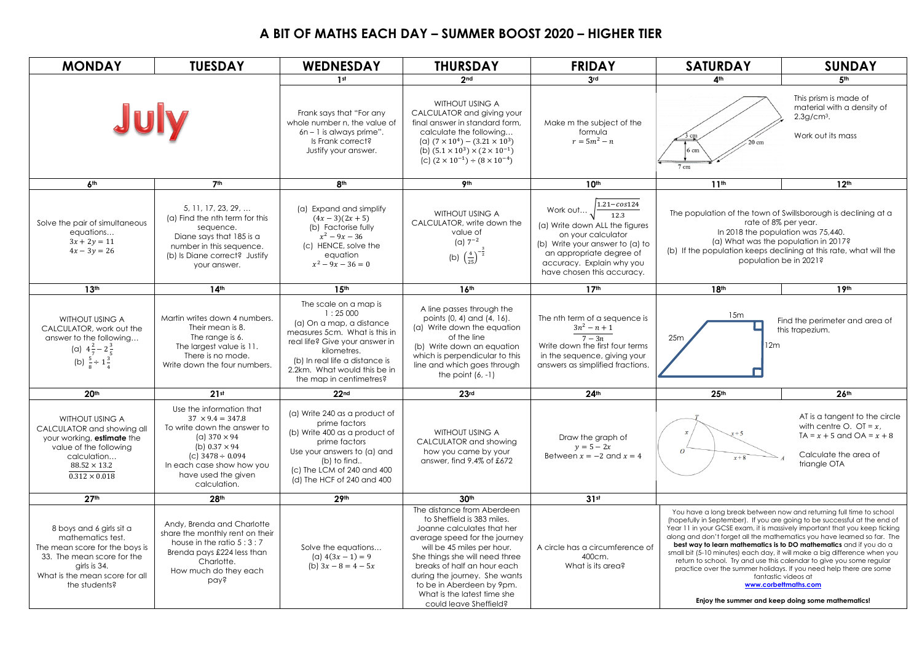# A BIT OF MATHS EACH DAY – SUMMER BOOST 2020 – HIGHER TIER

| MONDAY | TUESDAY | WEDNESDAY | THURSDAY | FRIDAY | SATURDAY | SUNDAY |
|---|---|---|---|---|---|---|
| **July** | | **1st** | **2nd** | **3rd** | **4th** | **5th** |
| | | Frank says that "For any whole number n, the value of 6n – 1 is always prime". Is Frank correct? Justify your answer. | WITHOUT USING A CALCULATOR and giving your final answer in standard form, calculate the following… (a) $(7 \times 10^4) - (3.21 \times 10^3)$ (b) $(5.1 \times 10^3) \times (2 \times 10^{-1})$ (c) $(2 \times 10^{-1}) \div (8 \times 10^{-4})$ | Make m the subject of the formula $r = 5m^2 - n$ | [Prism diagram: 3 cm, 6 cm, 7 cm, 20 cm] | This prism is made of material with a density of 2.3g/cm³. Work out its mass |
| **6th** | **7th** | **8th** | **9th** | **10th** | **11th** | **12th** |
| Solve the pair of simultaneous equations… $3x + 2y = 11$ $4x - 3y = 26$ | 5, 11, 17, 23, 29, … (a) Find the nth term for this sequence. Diane says that 185 is a number in this sequence. (b) Is Diane correct? Justify your answer. | (a) Expand and simplify $(4x - 3)(2x + 5)$ (b) Factorise fully $x^2 - 9x - 36$ (c) HENCE, solve the equation $x^2 - 9x - 36 = 0$ | WITHOUT USING A CALCULATOR, write down the value of (a) $7^{-2}$ (b) $\left(\frac{4}{25}\right)^{-\frac{3}{2}}$ | Work out… $\sqrt{\frac{1.21 - \cos 124}{12.3}}$ (a) Write down ALL the figures on your calculator (b) Write your answer to (a) to an appropriate degree of accuracy. Explain why you have chosen this accuracy. | The population of the town of Swillsborough is declining at a rate of 8% per year. In 2018 the population was 75,440. (a) What was the population in 2017? (b) If the population keeps declining at this rate, what will the population be in 2021? | |
| **13th** | **14th** | **15th** | **16th** | **17th** | **18th** | **19th** |
| WITHOUT USING A CALCULATOR, work out the answer to the following… (a) $4\frac{2}{7} - 2\frac{3}{5}$ (b) $\frac{5}{8} \div 1\frac{3}{4}$ | Martin writes down 4 numbers. Their mean is 8. The range is 6. The largest value is 11. There is no mode. Write down the four numbers. | The scale on a map is 1 : 25 000 (a) On a map, a distance measures 5cm. What is this in real life? Give your answer in kilometres. (b) In real life a distance is 2.2km. What would this be in the map in centimetres? | A line passes through the points (0, 4) and (4, 16). (a) Write down the equation of the line (b) Write down an equation which is perpendicular to this line and which goes through the point (6, -1) | The nth term of a sequence is $\frac{3n^2 - n + 1}{7 - 3n}$ Write down the first four terms in the sequence, giving your answers as simplified fractions. | [Trapezium diagram: 15m, 25m, 12m] | Find the perimeter and area of this trapezium. |
| **20th** | **21st** | **22nd** | **23rd** | **24th** | **25th** | **26th** |
| WITHOUT USING A CALCULATOR and showing all your working, **estimate** the value of the following calculation… $\frac{88.52 \times 13.2}{0.312 \times 0.018}$ | Use the information that $37 \times 9.4 = 347.8$ To write down the answer to (a) $370 \times 94$ (b) $0.37 \times 94$ (c) $3478 \div 0.094$ In each case show how you have used the given calculation. | (a) Write 240 as a product of prime factors (b) Write 400 as a product of prime factors Use your answers to (a) and (b) to find.. (c) The LCM of 240 and 400 (d) The HCF of 240 and 400 | WITHOUT USING A CALCULATOR and showing how you came by your answer, find 9.4% of £672 | Draw the graph of $y = 5 - 2x$ Between $x = -2$ and $x = 4$ | [Circle diagram: O, T, A, $x$, $x+5$, $x+8$] | AT is a tangent to the circle with centre O. OT = $x$, TA = $x + 5$ and OA = $x + 8$ Calculate the area of triangle OTA |
| **27th** | **28th** | **29th** | **30th** | **31st** | | |
| 8 boys and 6 girls sit a mathematics test. The mean score for the boys is 33. The mean score for the girls is 34. What is the mean score for all the students? | Andy, Brenda and Charlotte share the monthly rent on their house in the ratio 5 : 3 : 7 Brenda pays £224 less than Charlotte. How much do they each pay? | Solve the equations… (a) $4(3x - 1) = 9$ (b) $3x - 8 = 4 - 5x$ | The distance from Aberdeen to Sheffield is 383 miles. Joanne calculates that her average speed for the journey will be 45 miles per hour. She things she will need three breaks of half an hour each during the journey. She wants to be in Aberdeen by 9pm. What is the latest time she could leave Sheffield? | A circle has a circumference of 400cm. What is its area? | You have a long break between now and returning full time to school (hopefully in September). If you are going to be successful at the end of Year 11 in your GCSE exam, it is massively important that you keep ticking along and don't forget all the mathematics you have learned so far. The **best way to learn mathematics is to DO mathematics** and if you do a small bit (5-10 minutes) each day, it will make a big difference when you return to school. Try and use this calendar to give you some regular practice over the summer holidays. If you need help there are some fantastic videos at **www.corbettmaths.com** **Enjoy the summer and keep doing some mathematics!** | |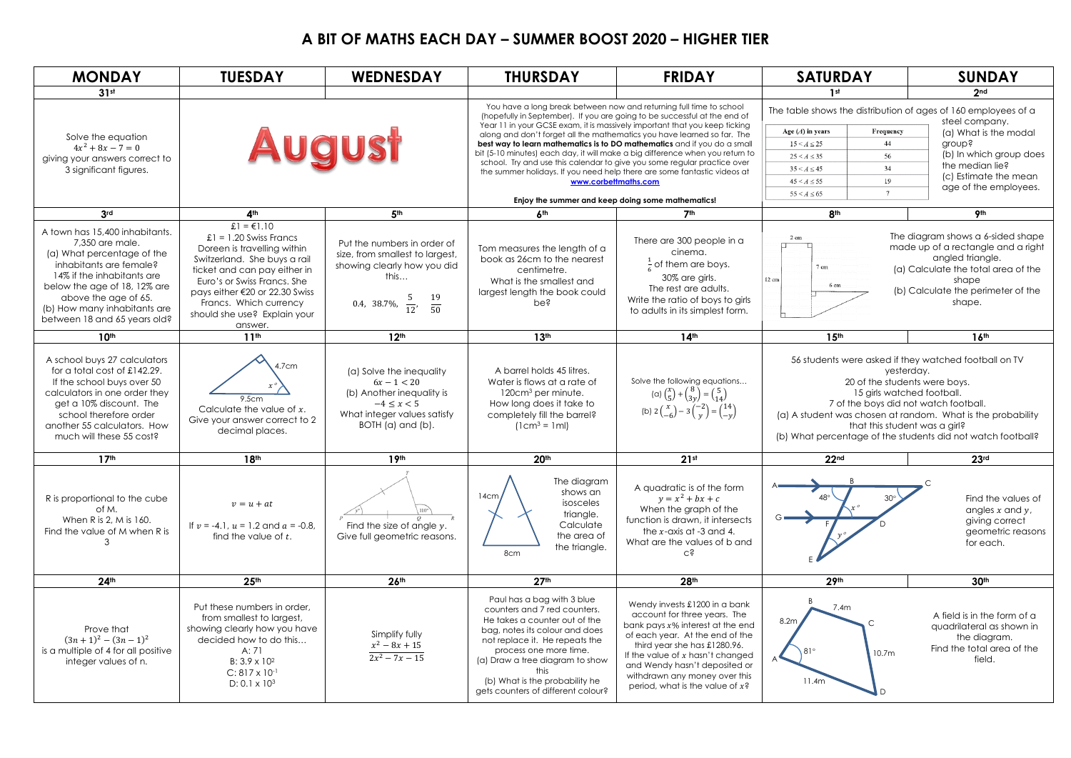# A BIT OF MATHS EACH DAY – SUMMER BOOST 2020 – HIGHER TIER

## August

**Monday 31st**

Solve the equation
$4x^2 + 8x - 7 = 0$
giving your answers correct to 3 significant figures.

You have a long break between now and returning full time to school (hopefully in September). If you are going to be successful at the end of Year 11 in your GCSE exam, it is massively important that you keep ticking along and don't forget all the mathematics you have learned so far. The **best way to learn mathematics is to DO mathematics** and if you do a small bit (5-10 minutes) each day, it will make a big difference when you return to school. Try and use this calendar to give you some regular practice over the summer holidays. If you need help there are some fantastic videos at **www.corbettmaths.com**

**Enjoy the summer and keep doing some mathematics!**

**Saturday 1st / Sunday 2nd**

The table shows the distribution of ages of 160 employees of a steel company.

| Age ($A$) in years | Frequency |
|---|---|
| $15 < A \le 25$ | 44 |
| $25 < A \le 35$ | 56 |
| $35 < A \le 45$ | 34 |
| $45 < A \le 55$ | 19 |
| $55 < A \le 65$ | 7 |

(a) What is the modal group?
(b) In which group does the median lie?
(c) Estimate the mean age of the employees.

**Monday 3rd**

A town has 15,400 inhabitants. 7,350 are male.
(a) What percentage of the inhabitants are female?
14% if the inhabitants are below the age of 18, 12% are above the age of 65.
(b) How many inhabitants are between 18 and 65 years old?

**Tuesday 4th**

£1 = €1.10
£1 = 1.20 Swiss Francs
Doreen is travelling within Switzerland. She buys a rail ticket and can pay either in Euro's or Swiss Francs. She pays either €20 or 22.30 Swiss Francs. Which currency should she use? Explain your answer.

**Wednesday 5th**

Put the numbers in order of size, from smallest to largest, showing clearly how you did this…

$0.4,\ 38.7\%,\ \frac{5}{12},\ \frac{19}{50}$

**Thursday 6th**

Tom measures the length of a book as 26cm to the nearest centimetre.
What is the smallest and largest length the book could be?

**Friday 7th**

There are 300 people in a cinema.
$\frac{1}{6}$ of them are boys.
30% are girls.
The rest are adults.
Write the ratio of boys to girls to adults in its simplest form.

**Saturday 8th / Sunday 9th**

2 cm
7 cm
6 cm
12 cm

The diagram shows a 6-sided shape made up of a rectangle and a right angled triangle.
(a) Calculate the total area of the shape
(b) Calculate the perimeter of the shape.

**Monday 10th**

A school buys 27 calculators for a total cost of £142.29.
If the school buys over 50 calculators in one order they get a 10% discount. The school therefore order another 55 calculators. How much will these 55 cost?

**Tuesday 11th**

4.7cm
$x°$
9.5cm

Calculate the value of $x$.
Give your answer correct to 2 decimal places.

**Wednesday 12th**

(a) Solve the inequality
$6x - 1 < 20$
(b) Another inequality is
$-4 \le x < 5$
What integer values satisfy BOTH (a) and (b).

**Thursday 13th**

A barrel holds 45 litres.
Water is flows at a rate of 120cm³ per minute.
How long does it take to completely fill the barrel?
(1cm³ = 1ml)

**Friday 14th**

Solve the following equations…

(a) $\binom{x}{5} + \binom{8}{3y} = \binom{5}{14}$

(b) $2\binom{x}{-6} - 3\binom{-2}{y} = \binom{14}{-y}$

**Saturday 15th / Sunday 16th**

56 students were asked if they watched football on TV yesterday.
20 of the students were boys.
15 girls watched football.
7 of the boys did not watch football.
(a) A student was chosen at random. What is the probability that this student was a girl?
(b) What percentage of the students did not watch football?

**Monday 17th**

R is proportional to the cube of M.
When R is 2, M is 160.
Find the value of M when R is 3

**Tuesday 18th**

$v = u + at$

If $v$ = -4.1, $u$ = 1.2 and $a$ = -0.8, find the value of $t$.

**Wednesday 19th**

$y°$
110°
P Q R T

Find the size of angle $y$.
Give full geometric reasons.

**Thursday 20th**

14cm
8cm

The diagram shows an isosceles triangle. Calculate the area of the triangle.

**Friday 21st**

A quadratic is of the form
$y = x^2 + bx + c$
When the graph of the function is drawn, it intersects the $x$-axis at -3 and 4.
What are the values of b and c?

**Saturday 22nd / Sunday 23rd**

A B C
48°
30°
$x°$
G F D
$y°$
E

Find the values of angles $x$ and $y$, giving correct geometric reasons for each.

**Monday 24th**

Prove that
$(3n + 1)^2 - (3n - 1)^2$
is a multiple of 4 for all positive integer values of n.

**Tuesday 25th**

Put these numbers in order, from smallest to largest, showing clearly how you have decided how to do this…
A: 71
B: $3.9 \times 10^2$
C: $817 \times 10^{-1}$
D: $0.1 \times 10^3$

**Wednesday 26th**

Simplify fully

$\frac{x^2 - 8x + 15}{2x^2 - 7x - 15}$

**Thursday 27th**

Paul has a bag with 3 blue counters and 7 red counters.
He takes a counter out of the bag, notes its colour and does not replace it. He repeats the process one more time.
(a) Draw a tree diagram to show this
(b) What is the probability he gets counters of different colour?

**Friday 28th**

Wendy invests £1200 in a bank account for three years. The bank pays $x$% interest at the end of each year. At the end of the third year she has £1280.96.
If the value of $x$ hasn't changed and Wendy hasn't deposited or withdrawn any money over this period, what is the value of $x$?

**Saturday 29th / Sunday 30th**

B
7.4m
8.2m
C
81°
10.7m
A
11.4m
D

A field is in the form of a quadrilateral as shown in the diagram.
Find the total area of the field.